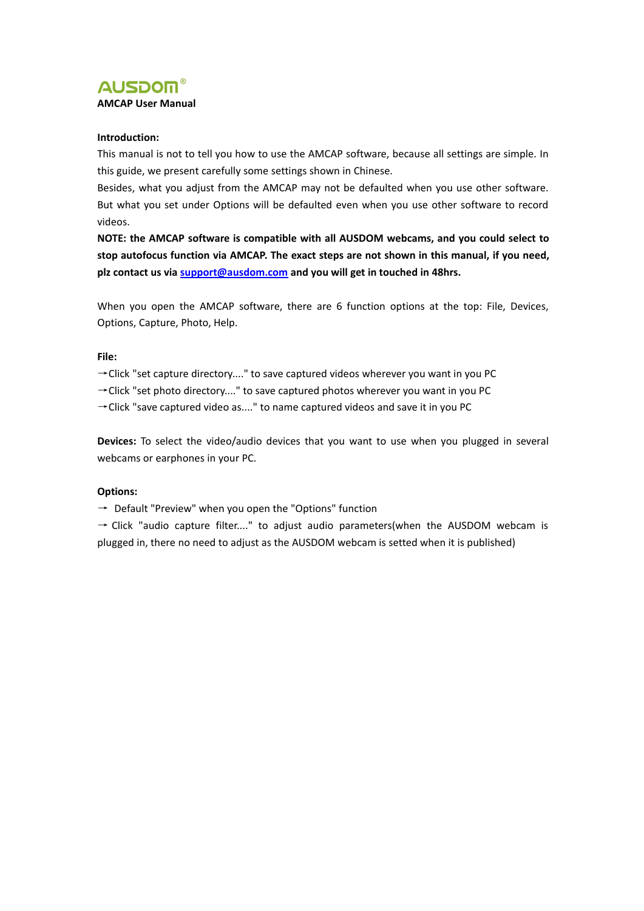# AUSDOM®

**AMCAP User Manual**

**Introduction:**

This manual is not to tell you how to use the AMCAP software, because all settings are simple. In this guide, we present carefully some settings shown in Chinese.

Besides, what you adjust from the AMCAP may not be defaulted when you use other software. But what you set under Options will be defaulted even when you use other software to record videos.

**NOTE: the AMCAP software is compatible with all AUSDOM webcams, and you could select to stop autofocus function via AMCAP. The exact steps are not shown in this manual, if you need, plz contact us via [support@ausdom.com](mailto:support@ausdom.com) and you will get in touched in 48hrs.**

When you open the AMCAP software, there are 6 function options at the top: File, Devices, Options, Capture, Photo, Help.

**File:**

→Click "set capture directory...." to save captured videos wherever you want in you PC

→Click "set photo directory...." to save captured photos wherever you want in you PC

→Click "save captured video as...." to name captured videos and save it in you PC

**Devices:** To select the video/audio devices that you want to use when you plugged in several webcams or earphones in your PC.

**Options:**

→ Default "Preview" when you open the "Options" function

→ Click "audio capture filter...." to adjust audio parameters(when the AUSDOM webcam is plugged in, there no need to adjust as the AUSDOM webcam is setted when it is published)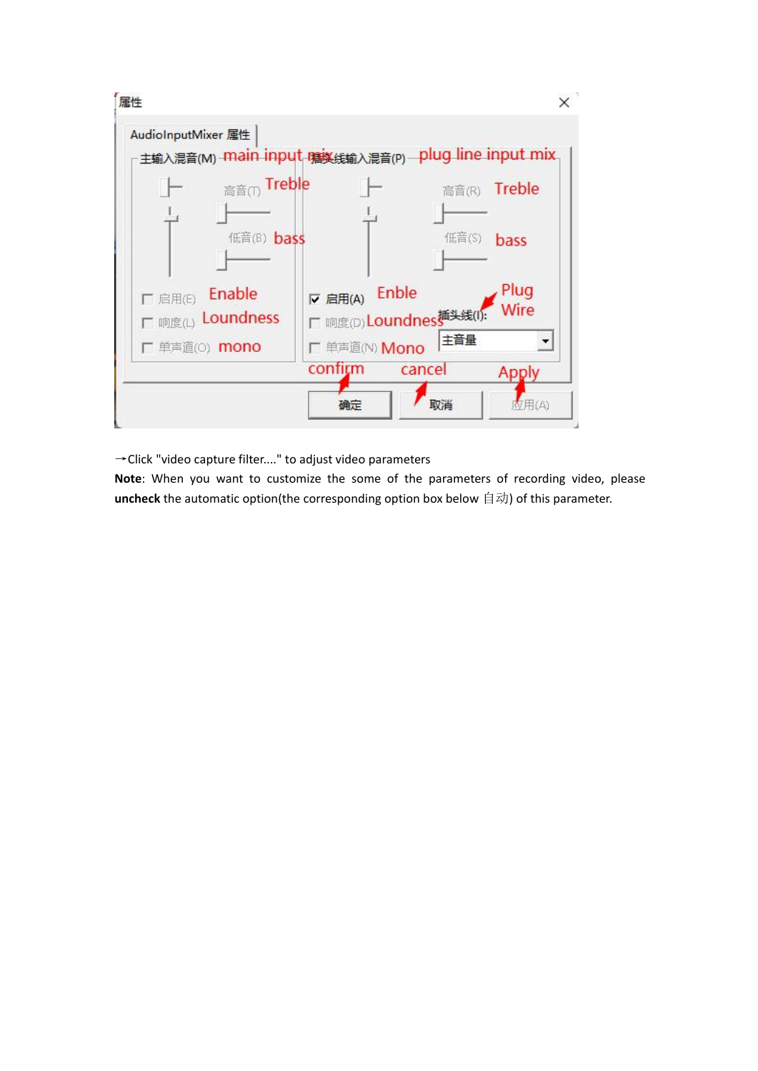→Click "video capture filter...." to adjust video parameters

**Note**: When you want to customize the some of the parameters of recording video, please **uncheck** the automatic option(the corresponding option box below 自动) of this parameter.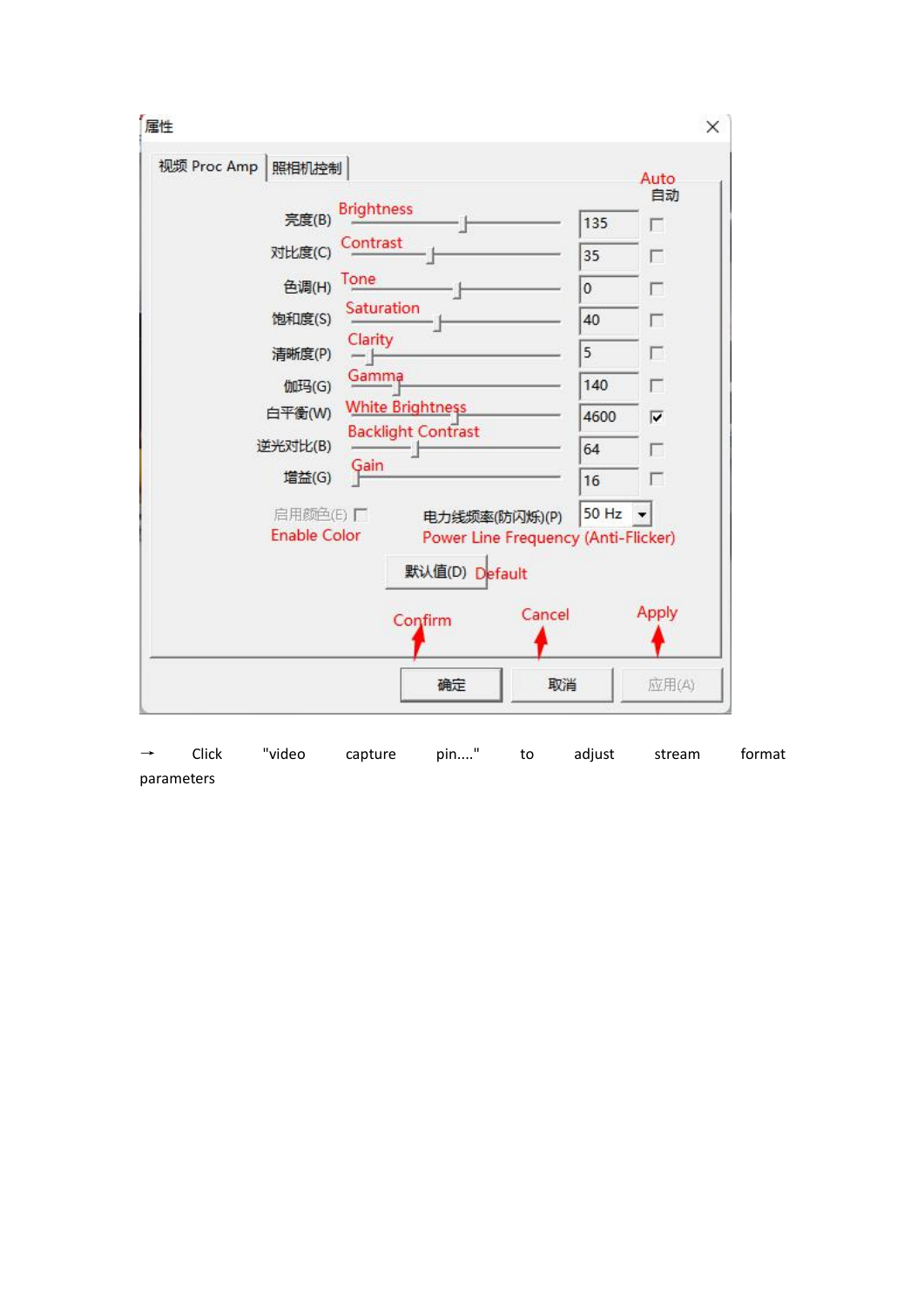→ Click "video capture pin...." to adjust stream format parameters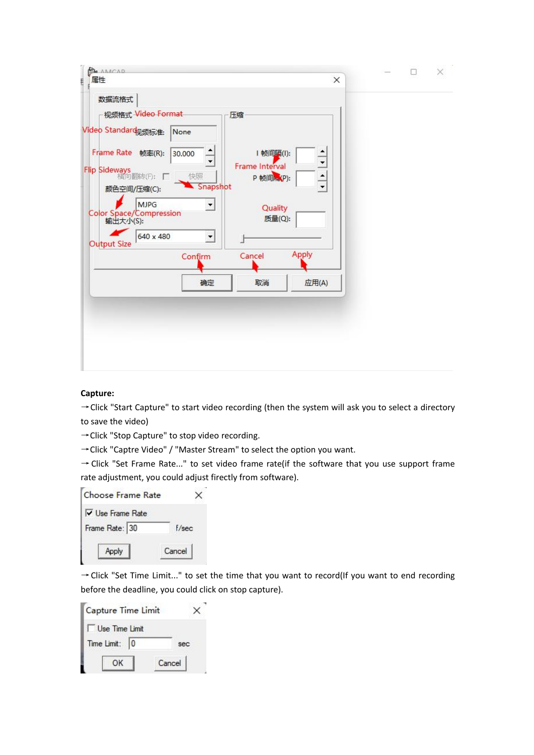**Capture:**

→Click "Start Capture" to start video recording (then the system will ask you to select a directory to save the video)

→Click "Stop Capture" to stop video recording.

→Click "Captre Video" / "Master Stream" to select the option you want.

→Click "Set Frame Rate..." to set video frame rate(if the software that you use support frame rate adjustment, you could adjust firectly from software).

→Click "Set Time Limit..." to set the time that you want to record(If you want to end recording before the deadline, you could click on stop capture).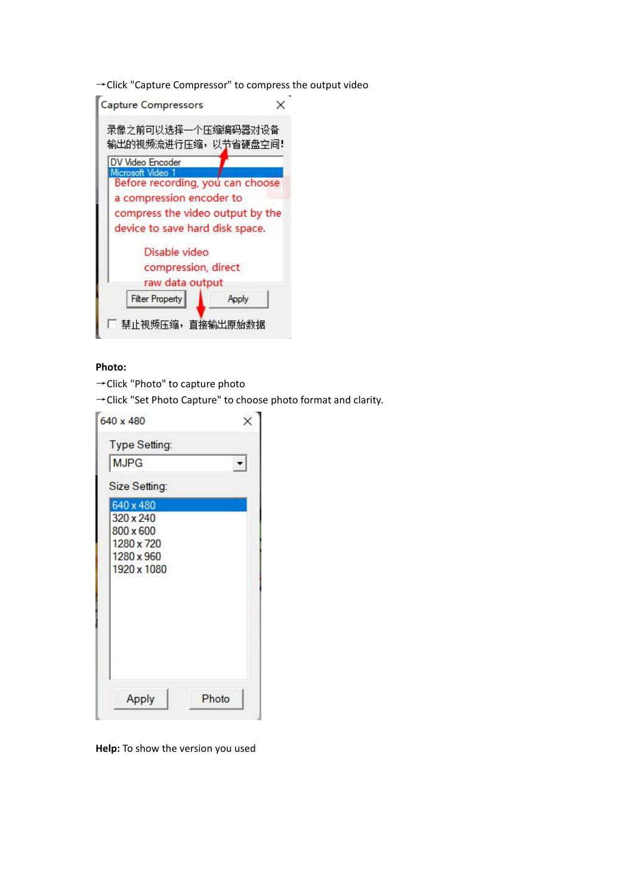→Click "Capture Compressor" to compress the output video

**Photo:**

→Click "Photo" to capture photo

→Click "Set Photo Capture" to choose photo format and clarity.

**Help:** To show the version you used